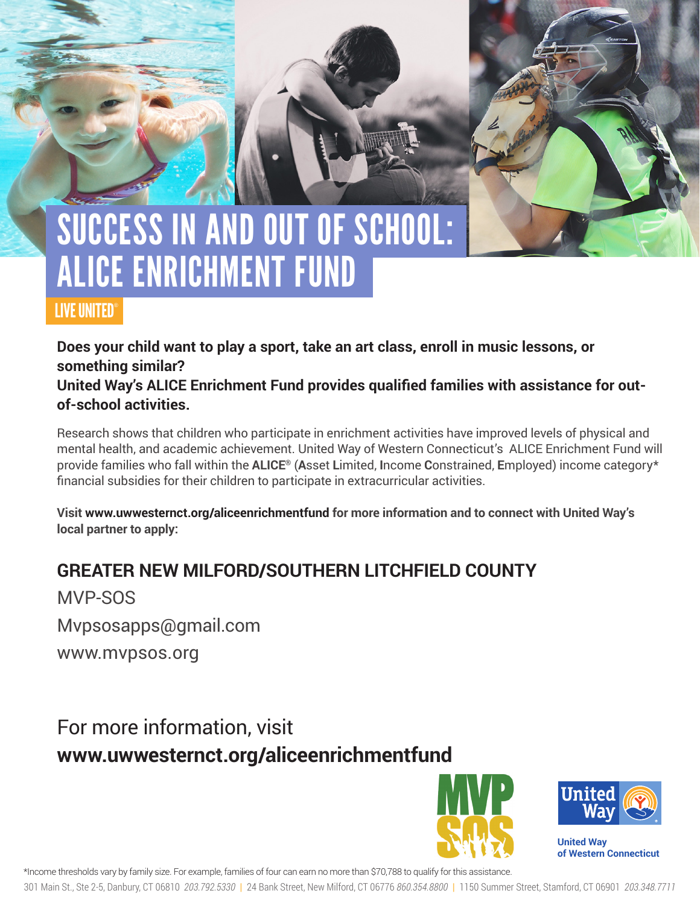# SUCCESS IN AND OUT OF SCHOOL: ALICE ENRICHMENT FUND

LIVE UNITED®

**Does your child want to play a sport, take an art class, enroll in music lessons, or something similar?**
**United Way's ALICE Enrichment Fund provides qualified families with assistance for out-of-school activities.**

Research shows that children who participate in enrichment activities have improved levels of physical and mental health, and academic achievement. United Way of Western Connecticut's ALICE Enrichment Fund will provide families who fall within the **ALICE®** (**A**sset **L**imited, **I**ncome **C**onstrained, **E**mployed) income category* financial subsidies for their children to participate in extracurricular activities.

**Visit www.uwwesternct.org/aliceenrichmentfund for more information and to connect with United Way's local partner to apply:**

## GREATER NEW MILFORD/SOUTHERN LITCHFIELD COUNTY

MVP-SOS

Mvpsosapps@gmail.com

www.mvpsos.org

For more information, visit
**www.uwwesternct.org/aliceenrichmentfund**

MVP SOS

United Way of Western Connecticut

*Income thresholds vary by family size. For example, families of four can earn no more than $70,788 to qualify for this assistance.

301 Main St., Ste 2-5, Danbury, CT 06810 *203.792.5330* | 24 Bank Street, New Milford, CT 06776 *860.354.8800* | 1150 Summer Street, Stamford, CT 06901 *203.348.7711*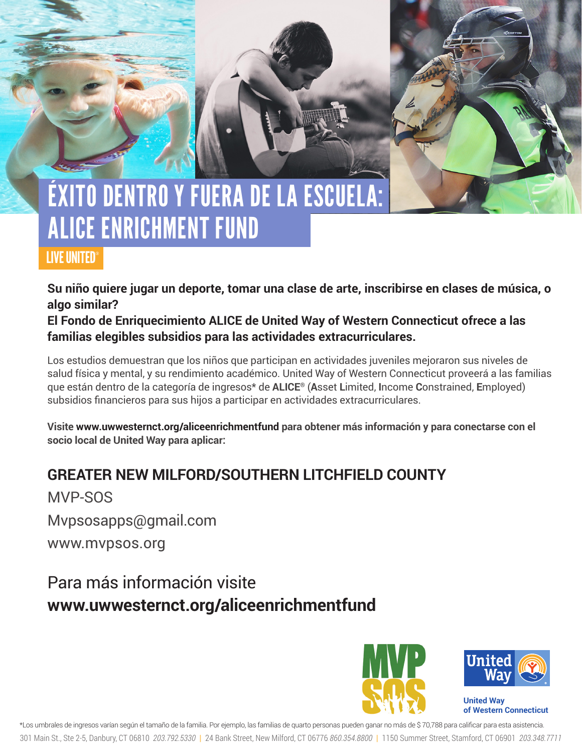# ÉXITO DENTRO Y FUERA DE LA ESCUELA: ALICE ENRICHMENT FUND

LIVE UNITED®

**Su niño quiere jugar un deporte, tomar una clase de arte, inscribirse en clases de música, o algo similar?**
**El Fondo de Enriquecimiento ALICE de United Way of Western Connecticut ofrece a las familias elegibles subsidios para las actividades extracurriculares.**

Los estudios demuestran que los niños que participan en actividades juveniles mejoraron sus niveles de salud física y mental, y su rendimiento académico. United Way of Western Connecticut proveerá a las familias que están dentro de la categoría de ingresos* de **ALICE®** (**A**sset **L**imited, **I**ncome **C**onstrained, **E**mployed) subsidios financieros para sus hijos a participar en actividades extracurriculares.

**Visite www.uwwesternct.org/aliceenrichmentfund para obtener más información y para conectarse con el socio local de United Way para aplicar:**

## GREATER NEW MILFORD/SOUTHERN LITCHFIELD COUNTY

MVP-SOS

Mvpsosapps@gmail.com

www.mvpsos.org

Para más información visite
**www.uwwesternct.org/aliceenrichmentfund**

MVP SOS

United Way of Western Connecticut

*Los umbrales de ingresos varían según el tamaño de la familia. Por ejemplo, las familias de quarto personas pueden ganar no más de $ 70,788 para calificar para esta asistencia.

301 Main St., Ste 2-5, Danbury, CT 06810 *203.792.5330* | 24 Bank Street, New Milford, CT 06776 *860.354.8800* | 1150 Summer Street, Stamford, CT 06901 *203.348.7711*